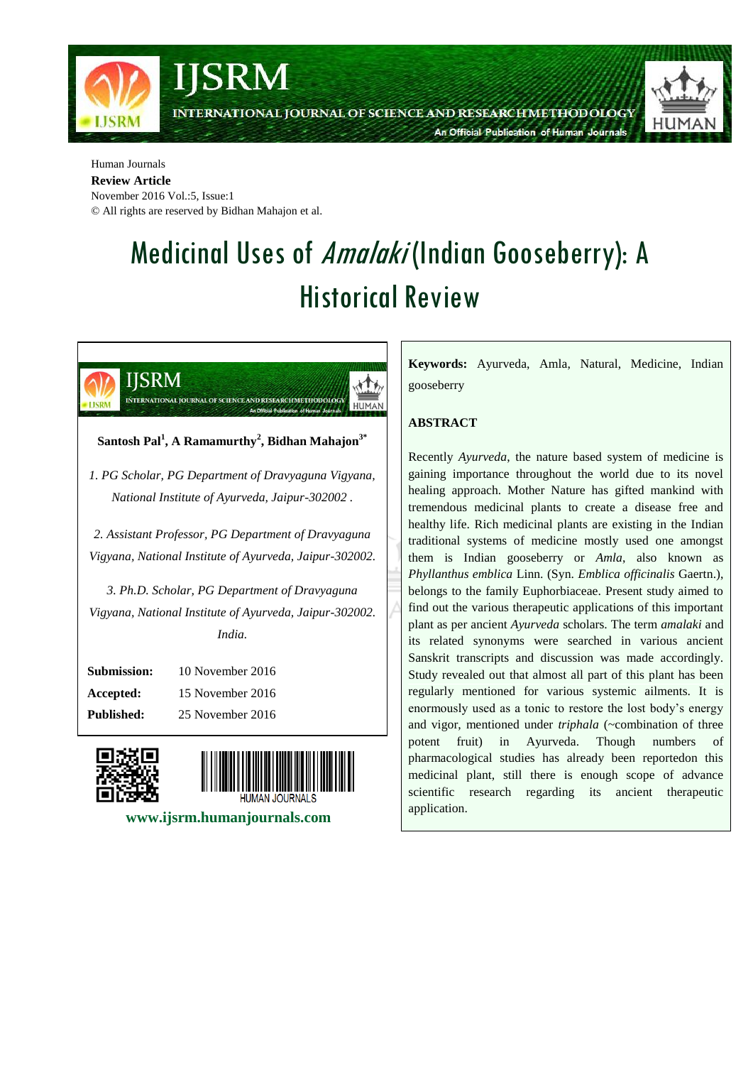Human Journals

**Review Article**

November 2016 Vol.:5, Issue:1

© All rights are reserved by Bidhan Mahajon et al.

# Medicinal Uses of *Amalaki* (Indian Gooseberry): A Historical Review

**Santosh Pal[1], A Ramamurthy[2], Bidhan Mahajon[3*]**

*1. PG Scholar, PG Department of Dravyaguna Vigyana, National Institute of Ayurveda, Jaipur-302002 .*

*2. Assistant Professor, PG Department of Dravyaguna Vigyana, National Institute of Ayurveda, Jaipur-302002.*

*3. Ph.D. Scholar, PG Department of Dravyaguna Vigyana, National Institute of Ayurveda, Jaipur-302002. India.*

| | |
|---|---|
| **Submission:** | 10 November 2016 |
| **Accepted:** | 15 November 2016 |
| **Published:** | 25 November 2016 |

**www.ijsrm.humanjournals.com**

**Keywords:** Ayurveda, Amla, Natural, Medicine, Indian gooseberry

## ABSTRACT

Recently *Ayurveda*, the nature based system of medicine is gaining importance throughout the world due to its novel healing approach. Mother Nature has gifted mankind with tremendous medicinal plants to create a disease free and healthy life. Rich medicinal plants are existing in the Indian traditional systems of medicine mostly used one amongst them is Indian gooseberry or *Amla*, also known as *Phyllanthus emblica* Linn. (Syn. *Emblica officinalis* Gaertn.), belongs to the family Euphorbiaceae. Present study aimed to find out the various therapeutic applications of this important plant as per ancient *Ayurveda* scholars. The term *amalaki* and its related synonyms were searched in various ancient Sanskrit transcripts and discussion was made accordingly. Study revealed out that almost all part of this plant has been regularly mentioned for various systemic ailments. It is enormously used as a tonic to restore the lost body's energy and vigor, mentioned under *triphala* (~combination of three potent fruit) in Ayurveda. Though numbers of pharmacological studies has already been reportedon this medicinal plant, still there is enough scope of advance scientific research regarding its ancient therapeutic application.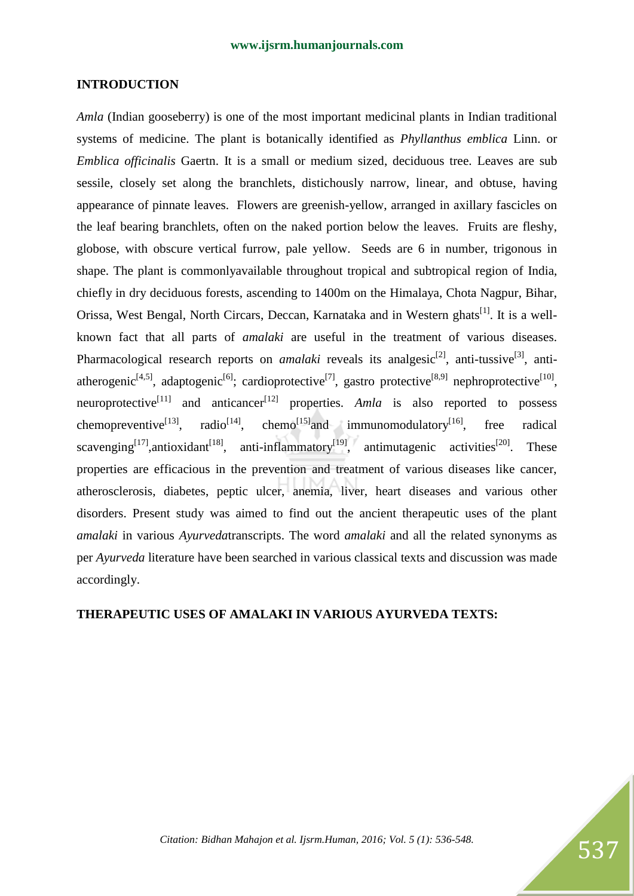## INTRODUCTION

*Amla* (Indian gooseberry) is one of the most important medicinal plants in Indian traditional systems of medicine. The plant is botanically identified as *Phyllanthus emblica* Linn. or *Emblica officinalis* Gaertn. It is a small or medium sized, deciduous tree. Leaves are sub sessile, closely set along the branchlets, distichously narrow, linear, and obtuse, having appearance of pinnate leaves. Flowers are greenish-yellow, arranged in axillary fascicles on the leaf bearing branchlets, often on the naked portion below the leaves. Fruits are fleshy, globose, with obscure vertical furrow, pale yellow. Seeds are 6 in number, trigonous in shape. The plant is commonlyavailable throughout tropical and subtropical region of India, chiefly in dry deciduous forests, ascending to 1400m on the Himalaya, Chota Nagpur, Bihar, Orissa, West Bengal, North Circars, Deccan, Karnataka and in Western ghats[1]. It is a well-known fact that all parts of *amalaki* are useful in the treatment of various diseases. Pharmacological research reports on *amalaki* reveals its analgesic[2], anti-tussive[3], anti-atherogenic[4,5], adaptogenic[6]; cardioprotective[7], gastro protective[8,9] nephroprotective[10], neuroprotective[11] and anticancer[12] properties. *Amla* is also reported to possess chemopreventive[13], radio[14], chemo[15]and immunomodulatory[16], free radical scavenging[17],antioxidant[18], anti-inflammatory[19], antimutagenic activities[20]. These properties are efficacious in the prevention and treatment of various diseases like cancer, atherosclerosis, diabetes, peptic ulcer, anemia, liver, heart diseases and various other disorders. Present study was aimed to find out the ancient therapeutic uses of the plant *amalaki* in various *Ayurveda*transcripts. The word *amalaki* and all the related synonyms as per *Ayurveda* literature have been searched in various classical texts and discussion was made accordingly.

## THERAPEUTIC USES OF AMALAKI IN VARIOUS AYURVEDA TEXTS: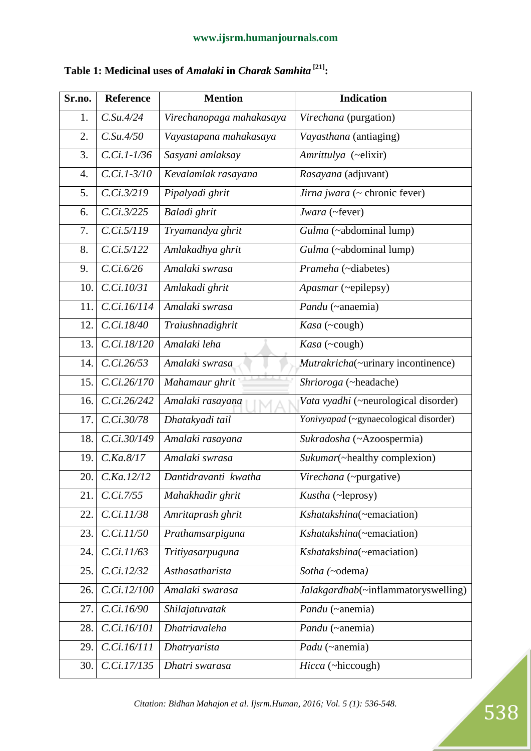**Table 1: Medicinal uses of *Amalaki* in *Charak Samhita* [21]:**

| Sr.no. | Reference | Mention | Indication |
|---|---|---|---|
| 1. | *C.Su.4/24* | *Virechanopaga mahakasaya* | *Virechana* (purgation) |
| 2. | *C.Su.4/50* | *Vayastapana mahakasaya* | *Vayasthana* (antiaging) |
| 3. | *C.Ci.1-1/36* | *Sasyani amlaksay* | *Amrittulya* (~elixir) |
| 4. | *C.Ci.1-3/10* | *Kevalamlak rasayana* | *Rasayana* (adjuvant) |
| 5. | *C.Ci.3/219* | *Pipalyadi ghrit* | *Jirna jwara* (~ chronic fever) |
| 6. | *C.Ci.3/225* | *Baladi ghrit* | *Jwara* (~fever) |
| 7. | *C.Ci.5/119* | *Tryamandya ghrit* | *Gulma* (~abdominal lump) |
| 8. | *C.Ci.5/122* | *Amlakadhya ghrit* | *Gulma* (~abdominal lump) |
| 9. | *C.Ci.6/26* | *Amalaki swrasa* | *Prameha* (~diabetes) |
| 10. | *C.Ci.10/31* | *Amlakadi ghrit* | *Apasmar* (~epilepsy) |
| 11. | *C.Ci.16/114* | *Amalaki swrasa* | *Pandu* (~anaemia) |
| 12. | *C.Ci.18/40* | *Traiushnadighrit* | *Kasa* (~cough) |
| 13. | *C.Ci.18/120* | *Amalaki leha* | *Kasa* (~cough) |
| 14. | *C.Ci.26/53* | *Amalaki swrasa* | *Mutrakricha*(~urinary incontinence) |
| 15. | *C.Ci.26/170* | *Mahamaur ghrit* | *Shrioroga* (~headache) |
| 16. | *C.Ci.26/242* | *Amalaki rasayana* | *Vata vyadhi* (~neurological disorder) |
| 17. | *C.Ci.30/78* | *Dhatakyadi tail* | *Yonivyapad* (~gynaecological disorder) |
| 18. | *C.Ci.30/149* | *Amalaki rasayana* | *Sukradosha* (~Azoospermia) |
| 19. | *C.Ka.8/17* | *Amalaki swrasa* | *Sukumar*(~healthy complexion) |
| 20. | *C.Ka.12/12* | *Dantidravanti kwatha* | *Virechana* (~purgative) |
| 21. | *C.Ci.7/55* | *Mahakhadir ghrit* | *Kustha* (~leprosy) |
| 22. | *C.Ci.11/38* | *Amritaprash ghrit* | *Kshatakshina*(~emaciation) |
| 23. | *C.Ci.11/50* | *Prathamsarpiguna* | *Kshatakshina*(~emaciation) |
| 24. | *C.Ci.11/63* | *Tritiyasarpuguna* | *Kshatakshina*(~emaciation) |
| 25. | *C.Ci.12/32* | *Asthasatharista* | *Sotha (*~odema*)* |
| 26. | *C.Ci.12/100* | *Amalaki swarasa* | *Jalakgardhab*(~inflammatoryswelling) |
| 27. | *C.Ci.16/90* | *Shilajatuvatak* | *Pandu* (~anemia) |
| 28. | *C.Ci.16/101* | *Dhatriavaleha* | *Pandu* (~anemia) |
| 29. | *C.Ci.16/111* | *Dhatryarista* | *Padu* (~anemia) |
| 30. | *C.Ci.17/135* | *Dhatri swarasa* | *Hicca* (~hiccough) |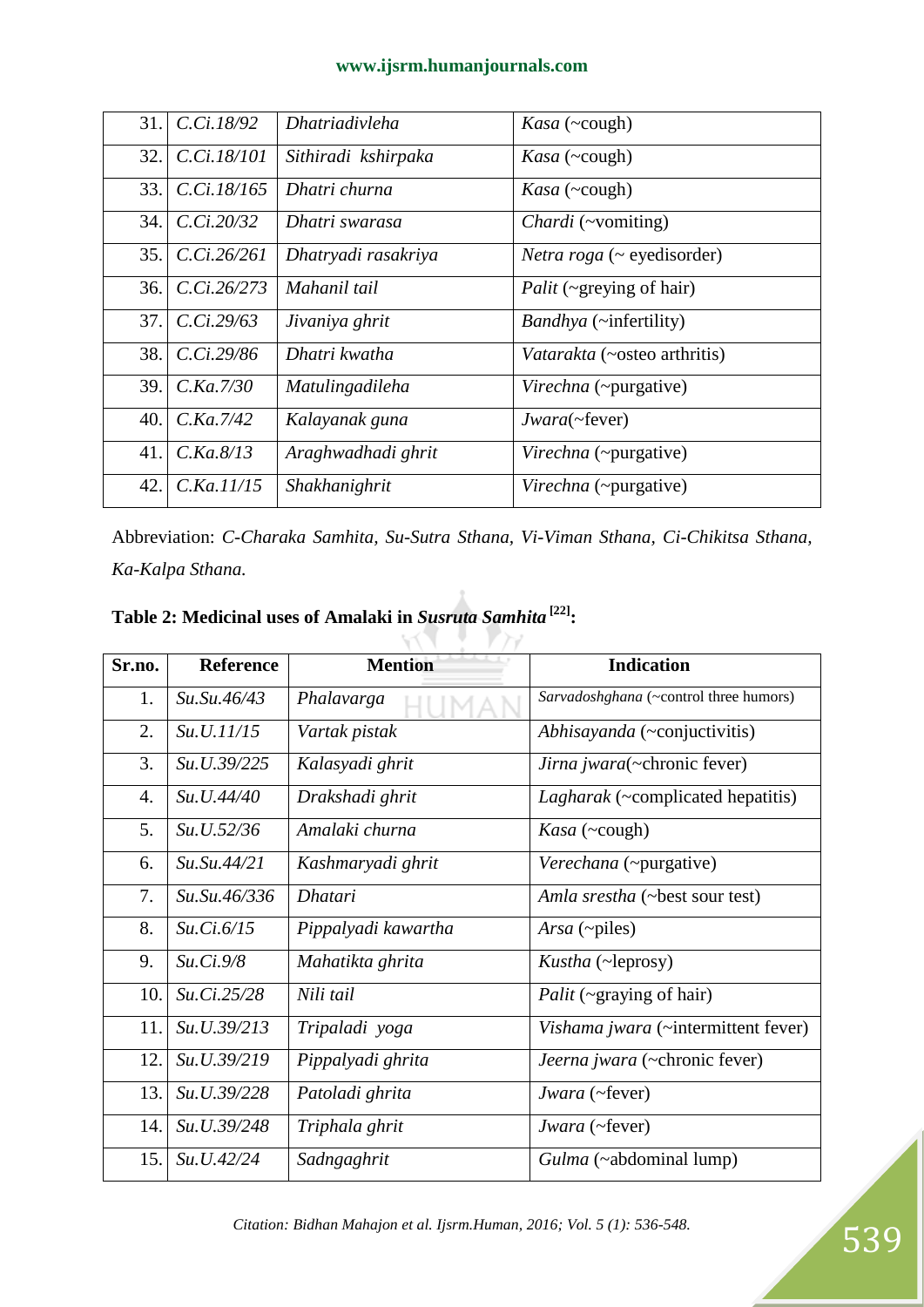| 31. | *C.Ci.18/92* | *Dhatriadivleha* | *Kasa* (~cough) |
|---|---|---|---|
| 32. | *C.Ci.18/101* | *Sithiradi kshirpaka* | *Kasa* (~cough) |
| 33. | *C.Ci.18/165* | *Dhatri churna* | *Kasa* (~cough) |
| 34. | *C.Ci.20/32* | *Dhatri swarasa* | *Chardi* (~vomiting) |
| 35. | *C.Ci.26/261* | *Dhatryadi rasakriya* | *Netra roga* (~ eyedisorder) |
| 36. | *C.Ci.26/273* | *Mahanil tail* | *Palit* (~greying of hair) |
| 37. | *C.Ci.29/63* | *Jivaniya ghrit* | *Bandhya* (~infertility) |
| 38. | *C.Ci.29/86* | *Dhatri kwatha* | *Vatarakta* (~osteo arthritis) |
| 39. | *C.Ka.7/30* | *Matulingadileha* | *Virechna* (~purgative) |
| 40. | *C.Ka.7/42* | *Kalayanak guna* | *Jwara*(~fever) |
| 41. | *C.Ka.8/13* | *Araghwadhadi ghrit* | *Virechna* (~purgative) |
| 42. | *C.Ka.11/15* | *Shakhanighrit* | *Virechna* (~purgative) |

Abbreviation: *C-Charaka Samhita, Su-Sutra Sthana, Vi-Viman Sthana, Ci-Chikitsa Sthana, Ka-Kalpa Sthana.*

**Table 2: Medicinal uses of Amalaki in *Susruta Samhita* [22]:**

| Sr.no. | Reference | Mention | Indication |
|---|---|---|---|
| 1. | *Su.Su.46/43* | *Phalavarga* | *Sarvadoshghana* (~control three humors) |
| 2. | *Su.U.11/15* | *Vartak pistak* | *Abhisayanda* (~conjuctivitis) |
| 3. | *Su.U.39/225* | *Kalasyadi ghrit* | *Jirna jwara*(~chronic fever) |
| 4. | *Su.U.44/40* | *Drakshadi ghrit* | *Lagharak* (~complicated hepatitis) |
| 5. | *Su.U.52/36* | *Amalaki churna* | *Kasa* (~cough) |
| 6. | *Su.Su.44/21* | *Kashmaryadi ghrit* | *Verechana* (~purgative) |
| 7. | *Su.Su.46/336* | *Dhatari* | *Amla srestha* (~best sour test) |
| 8. | *Su.Ci.6/15* | *Pippalyadi kawartha* | *Arsa* (~piles) |
| 9. | *Su.Ci.9/8* | *Mahatikta ghrita* | *Kustha* (~leprosy) |
| 10. | *Su.Ci.25/28* | *Nili tail* | *Palit* (~graying of hair) |
| 11. | *Su.U.39/213* | *Tripaladi yoga* | *Vishama jwara* (~intermittent fever) |
| 12. | *Su.U.39/219* | *Pippalyadi ghrita* | *Jeerna jwara* (~chronic fever) |
| 13. | *Su.U.39/228* | *Patoladi ghrita* | *Jwara* (~fever) |
| 14. | *Su.U.39/248* | *Triphala ghrit* | *Jwara* (~fever) |
| 15. | *Su.U.42/24* | *Sadngaghrit* | *Gulma* (~abdominal lump) |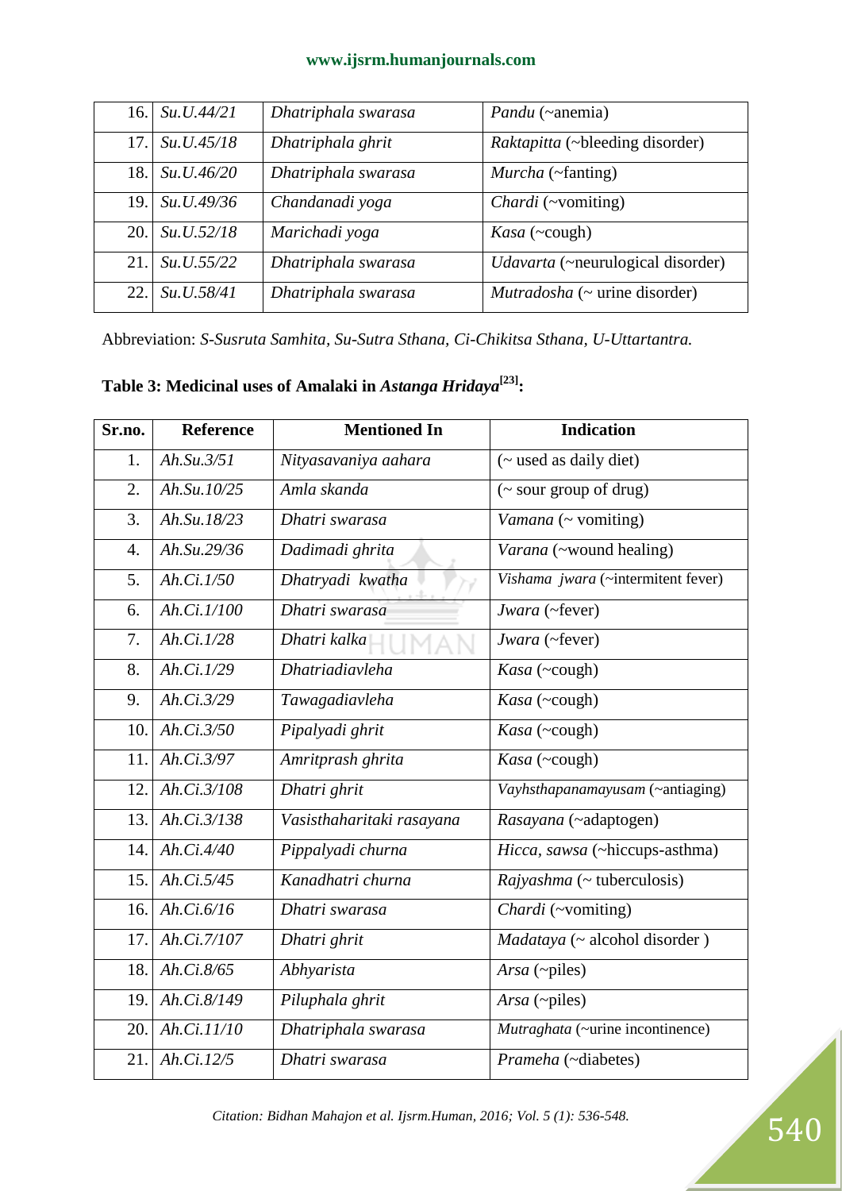| 16. | *Su.U.44/21* | *Dhatriphala swarasa* | *Pandu* (~anemia) |
|---|---|---|---|
| 17. | *Su.U.45/18* | *Dhatriphala ghrit* | *Raktapitta* (~bleeding disorder) |
| 18. | *Su.U.46/20* | *Dhatriphala swarasa* | *Murcha* (~fanting) |
| 19. | *Su.U.49/36* | *Chandanadi yoga* | *Chardi* (~vomiting) |
| 20. | *Su.U.52/18* | *Marichadi yoga* | *Kasa* (~cough) |
| 21. | *Su.U.55/22* | *Dhatriphala swarasa* | *Udavarta* (~neurulogical disorder) |
| 22. | *Su.U.58/41* | *Dhatriphala swarasa* | *Mutradosha* (~ urine disorder) |

Abbreviation: *S-Susruta Samhita, Su-Sutra Sthana, Ci-Chikitsa Sthana, U-Uttartantra.*

**Table 3: Medicinal uses of Amalaki in *Astanga Hridaya*[23]:**

| Sr.no. | Reference | Mentioned In | Indication |
|---|---|---|---|
| 1. | *Ah.Su.3/51* | *Nityasavaniya aahara* | (~ used as daily diet) |
| 2. | *Ah.Su.10/25* | *Amla skanda* | (~ sour group of drug) |
| 3. | *Ah.Su.18/23* | *Dhatri swarasa* | *Vamana* (~ vomiting) |
| 4. | *Ah.Su.29/36* | *Dadimadi ghrita* | *Varana* (~wound healing) |
| 5. | *Ah.Ci.1/50* | *Dhatryadi kwatha* | *Vishama jwara* (~intermitent fever) |
| 6. | *Ah.Ci.1/100* | *Dhatri swarasa* | *Jwara* (~fever) |
| 7. | *Ah.Ci.1/28* | *Dhatri kalka* | *Jwara* (~fever) |
| 8. | *Ah.Ci.1/29* | *Dhatriadiavleha* | *Kasa* (~cough) |
| 9. | *Ah.Ci.3/29* | *Tawagadiavleha* | *Kasa* (~cough) |
| 10. | *Ah.Ci.3/50* | *Pipalyadi ghrit* | *Kasa* (~cough) |
| 11. | *Ah.Ci.3/97* | *Amritprash ghrita* | *Kasa* (~cough) |
| 12. | *Ah.Ci.3/108* | *Dhatri ghrit* | *Vayhsthapanamayusam* (~antiaging) |
| 13. | *Ah.Ci.3/138* | *Vasisthaharitaki rasayana* | *Rasayana* (~adaptogen) |
| 14. | *Ah.Ci.4/40* | *Pippalyadi churna* | *Hicca, sawsa* (~hiccups-asthma) |
| 15. | *Ah.Ci.5/45* | *Kanadhatri churna* | *Rajyashma* (~ tuberculosis) |
| 16. | *Ah.Ci.6/16* | *Dhatri swarasa* | *Chardi* (~vomiting) |
| 17. | *Ah.Ci.7/107* | *Dhatri ghrit* | *Madataya* (~ alcohol disorder ) |
| 18. | *Ah.Ci.8/65* | *Abhyarista* | *Arsa* (~piles) |
| 19. | *Ah.Ci.8/149* | *Piluphala ghrit* | *Arsa* (~piles) |
| 20. | *Ah.Ci.11/10* | *Dhatriphala swarasa* | *Mutraghata* (~urine incontinence) |
| 21. | *Ah.Ci.12/5* | *Dhatri swarasa* | *Prameha* (~diabetes) |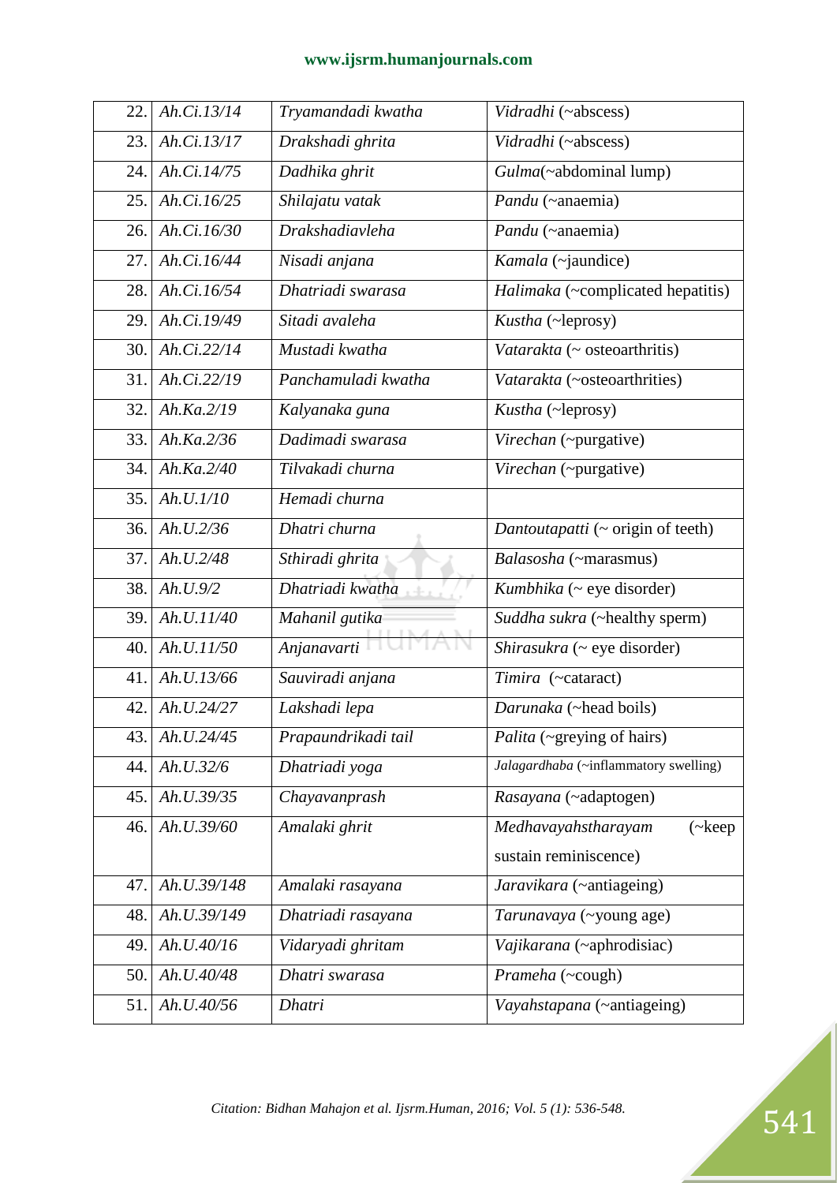| 22. | *Ah.Ci.13/14* | *Tryamandadi kwatha* | *Vidradhi* (~abscess) |
|---|---|---|---|
| 23. | *Ah.Ci.13/17* | *Drakshadi ghrita* | *Vidradhi* (~abscess) |
| 24. | *Ah.Ci.14/75* | *Dadhika ghrit* | *Gulma*(~abdominal lump) |
| 25. | *Ah.Ci.16/25* | *Shilajatu vatak* | *Pandu* (~anaemia) |
| 26. | *Ah.Ci.16/30* | *Drakshadiavleha* | *Pandu* (~anaemia) |
| 27. | *Ah.Ci.16/44* | *Nisadi anjana* | *Kamala* (~jaundice) |
| 28. | *Ah.Ci.16/54* | *Dhatriadi swarasa* | *Halimaka* (~complicated hepatitis) |
| 29. | *Ah.Ci.19/49* | *Sitadi avaleha* | *Kustha* (~leprosy) |
| 30. | *Ah.Ci.22/14* | *Mustadi kwatha* | *Vatarakta* (~ osteoarthritis) |
| 31. | *Ah.Ci.22/19* | *Panchamuladi kwatha* | *Vatarakta* (~osteoarthrities) |
| 32. | *Ah.Ka.2/19* | *Kalyanaka guna* | *Kustha* (~leprosy) |
| 33. | *Ah.Ka.2/36* | *Dadimadi swarasa* | *Virechan* (~purgative) |
| 34. | *Ah.Ka.2/40* | *Tilvakadi churna* | *Virechan* (~purgative) |
| 35. | *Ah.U.1/10* | *Hemadi churna* | |
| 36. | *Ah.U.2/36* | *Dhatri churna* | *Dantoutapatti* (~ origin of teeth) |
| 37. | *Ah.U.2/48* | *Sthiradi ghrita* | *Balasosha* (~marasmus) |
| 38. | *Ah.U.9/2* | *Dhatriadi kwatha* | *Kumbhika* (~ eye disorder) |
| 39. | *Ah.U.11/40* | *Mahanil gutika* | *Suddha sukra* (~healthy sperm) |
| 40. | *Ah.U.11/50* | *Anjanavarti* | *Shirasukra* (~ eye disorder) |
| 41. | *Ah.U.13/66* | *Sauviradi anjana* | *Timira* (~cataract) |
| 42. | *Ah.U.24/27* | *Lakshadi lepa* | *Darunaka* (~head boils) |
| 43. | *Ah.U.24/45* | *Prapaundrikadi tail* | *Palita* (~greying of hairs) |
| 44. | *Ah.U.32/6* | *Dhatriadi yoga* | *Jalagardhaba* (~inflammatory swelling) |
| 45. | *Ah.U.39/35* | *Chayavanprash* | *Rasayana* (~adaptogen) |
| 46. | *Ah.U.39/60* | *Amalaki ghrit* | *Medhavayahstharayam* (~keep sustain reminiscence) |
| 47. | *Ah.U.39/148* | *Amalaki rasayana* | *Jaravikara* (~antiageing) |
| 48. | *Ah.U.39/149* | *Dhatriadi rasayana* | *Tarunavaya* (~young age) |
| 49. | *Ah.U.40/16* | *Vidaryadi ghritam* | *Vajikarana* (~aphrodisiac) |
| 50. | *Ah.U.40/48* | *Dhatri swarasa* | *Prameha* (~cough) |
| 51. | *Ah.U.40/56* | *Dhatri* | *Vayahstapana* (~antiageing) |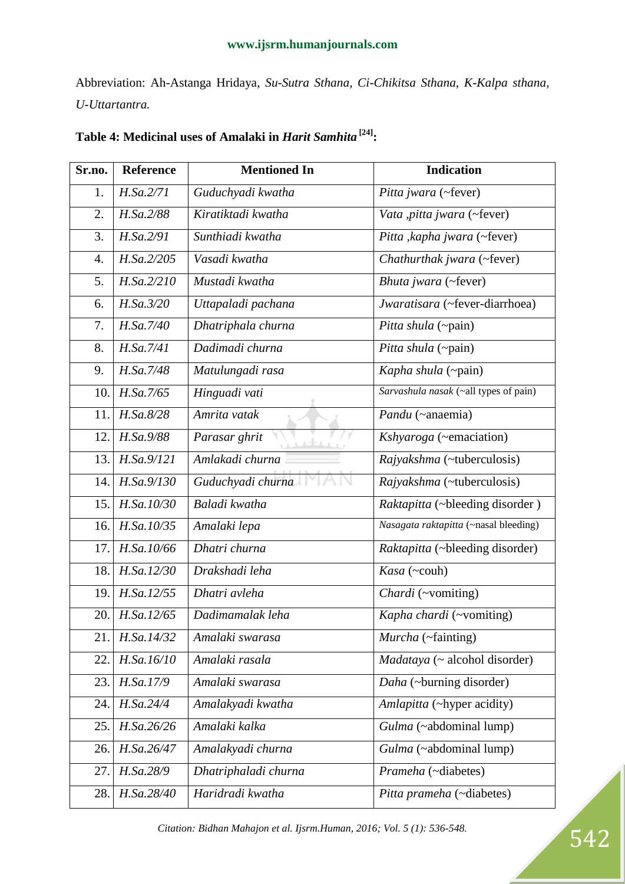Abbreviation: Ah-Astanga Hridaya, *Su-Sutra Sthana, Ci-Chikitsa Sthana, K-Kalpa sthana, U-Uttartantra.*

**Table 4: Medicinal uses of Amalaki in *Harit Samhita* [24]:**

| Sr.no. | Reference | Mentioned In | Indication |
|---|---|---|---|
| 1. | *H.Sa.2/71* | *Guduchyadi kwatha* | *Pitta jwara* (~fever) |
| 2. | *H.Sa.2/88* | *Kiratiktadi kwatha* | *Vata ,pitta jwara* (~fever) |
| 3. | *H.Sa.2/91* | *Sunthiadi kwatha* | *Pitta ,kapha jwara* (~fever) |
| 4. | *H.Sa.2/205* | *Vasadi kwatha* | *Chathurthak jwara* (~fever) |
| 5. | *H.Sa.2/210* | *Mustadi kwatha* | *Bhuta jwara* (~fever) |
| 6. | *H.Sa.3/20* | *Uttapaladi pachana* | *Jwaratisara* (~fever-diarrhoea) |
| 7. | *H.Sa.7/40* | *Dhatriphala churna* | *Pitta shula* (~pain) |
| 8. | *H.Sa.7/41* | *Dadimadi churna* | *Pitta shula* (~pain) |
| 9. | *H.Sa.7/48* | *Matulungadi rasa* | *Kapha shula* (~pain) |
| 10. | *H.Sa.7/65* | *Hinguadi vati* | *Sarvashula nasak* (~all types of pain) |
| 11. | *H.Sa.8/28* | *Amrita vatak* | *Pandu* (~anaemia) |
| 12. | *H.Sa.9/88* | *Parasar ghrit* | *Kshyaroga* (~emaciation) |
| 13. | *H.Sa.9/121* | *Amlakadi churna* | *Rajyakshma* (~tuberculosis) |
| 14. | *H.Sa.9/130* | *Guduchyadi churna* | *Rajyakshma* (~tuberculosis) |
| 15. | *H.Sa.10/30* | *Baladi kwatha* | *Raktapitta* (~bleeding disorder ) |
| 16. | *H.Sa.10/35* | *Amalaki lepa* | *Nasagata raktapitta* (~nasal bleeding) |
| 17. | *H.Sa.10/66* | *Dhatri churna* | *Raktapitta* (~bleeding disorder) |
| 18. | *H.Sa.12/30* | *Drakshadi leha* | *Kasa* (~couh) |
| 19. | *H.Sa.12/55* | *Dhatri avleha* | *Chardi* (~vomiting) |
| 20. | *H.Sa.12/65* | *Dadimamalak leha* | *Kapha chardi* (~vomiting) |
| 21. | *H.Sa.14/32* | *Amalaki swarasa* | *Murcha* (~fainting) |
| 22. | *H.Sa.16/10* | *Amalaki rasala* | *Madataya* (~ alcohol disorder) |
| 23. | *H.Sa.17/9* | *Amalaki swarasa* | *Daha* (~burning disorder) |
| 24. | *H.Sa.24/4* | *Amalakyadi kwatha* | *Amlapitta* (~hyper acidity) |
| 25. | *H.Sa.26/26* | *Amalaki kalka* | *Gulma* (~abdominal lump) |
| 26. | *H.Sa.26/47* | *Amalakyadi churna* | *Gulma* (~abdominal lump) |
| 27. | *H.Sa.28/9* | *Dhatriphaladi churna* | *Prameha* (~diabetes) |
| 28. | *H.Sa.28/40* | *Haridradi kwatha* | *Pitta prameha* (~diabetes) |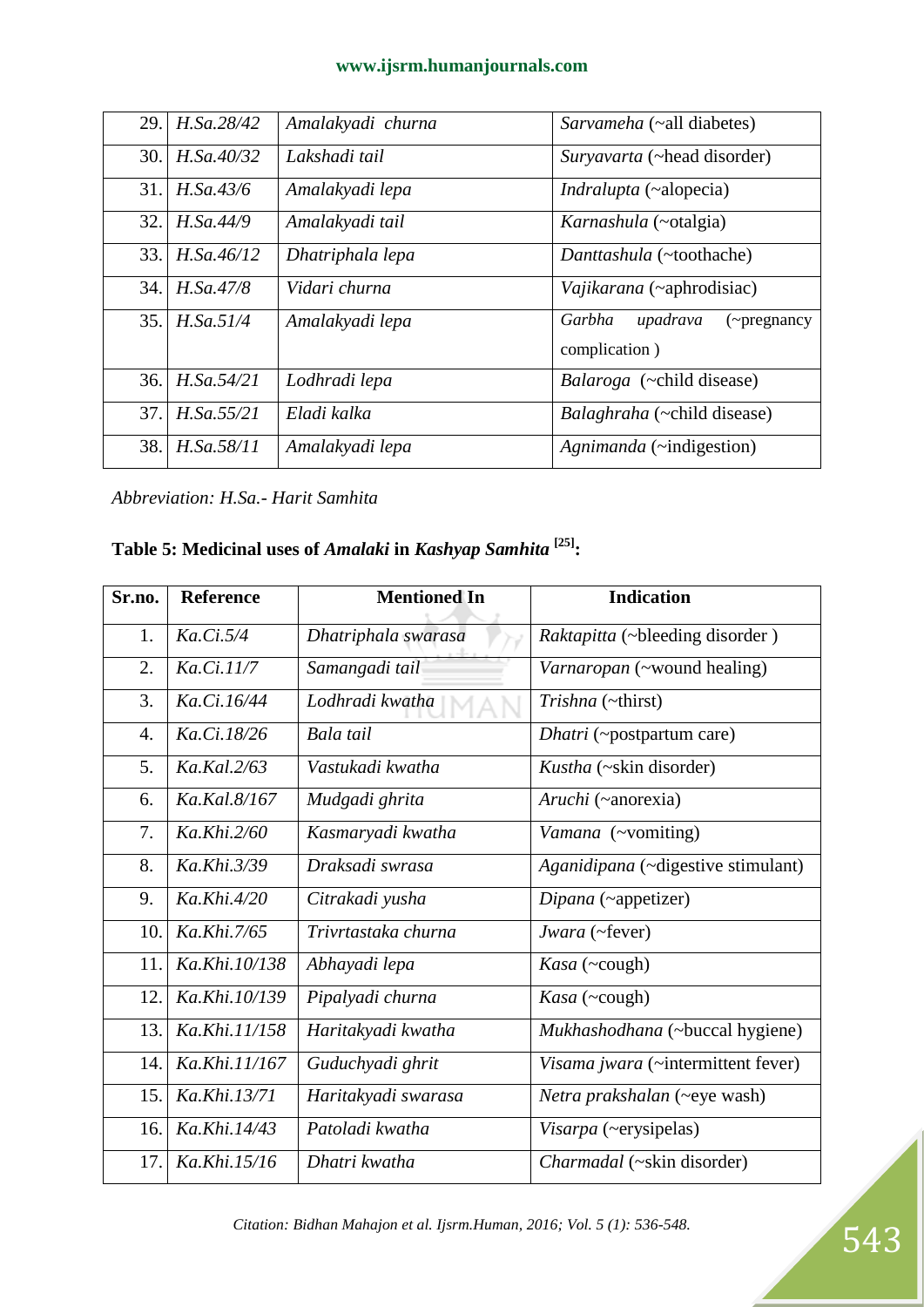| 29. | *H.Sa.28/42* | *Amalakyadi churna* | *Sarvameha* (~all diabetes) |
|---|---|---|---|
| 30. | *H.Sa.40/32* | *Lakshadi tail* | *Suryavarta* (~head disorder) |
| 31. | *H.Sa.43/6* | *Amalakyadi lepa* | *Indralupta* (~alopecia) |
| 32. | *H.Sa.44/9* | *Amalakyadi tail* | *Karnashula* (~otalgia) |
| 33. | *H.Sa.46/12* | *Dhatriphala lepa* | *Danttashula* (~toothache) |
| 34. | *H.Sa.47/8* | *Vidari churna* | *Vajikarana* (~aphrodisiac) |
| 35. | *H.Sa.51/4* | *Amalakyadi lepa* | *Garbha upadrava* (~pregnancy complication ) |
| 36. | *H.Sa.54/21* | *Lodhradi lepa* | *Balaroga* (~child disease) |
| 37. | *H.Sa.55/21* | *Eladi kalka* | *Balaghraha* (~child disease) |
| 38. | *H.Sa.58/11* | *Amalakyadi lepa* | *Agnimanda* (~indigestion) |

*Abbreviation: H.Sa.- Harit Samhita*

**Table 5: Medicinal uses of *Amalaki* in *Kashyap Samhita* [25]:**

| Sr.no. | Reference | Mentioned In | Indication |
|---|---|---|---|
| 1. | *Ka.Ci.5/4* | *Dhatriphala swarasa* | *Raktapitta* (~bleeding disorder ) |
| 2. | *Ka.Ci.11/7* | *Samangadi tail* | *Varnaropan* (~wound healing) |
| 3. | *Ka.Ci.16/44* | *Lodhradi kwatha* | *Trishna* (~thirst) |
| 4. | *Ka.Ci.18/26* | *Bala tail* | *Dhatri* (~postpartum care) |
| 5. | *Ka.Kal.2/63* | *Vastukadi kwatha* | *Kustha* (~skin disorder) |
| 6. | *Ka.Kal.8/167* | *Mudgadi ghrita* | *Aruchi* (~anorexia) |
| 7. | *Ka.Khi.2/60* | *Kasmaryadi kwatha* | *Vamana* (~vomiting) |
| 8. | *Ka.Khi.3/39* | *Draksadi swrasa* | *Aganidipana* (~digestive stimulant) |
| 9. | *Ka.Khi.4/20* | *Citrakadi yusha* | *Dipana* (~appetizer) |
| 10. | *Ka.Khi.7/65* | *Trivrtastaka churna* | *Jwara* (~fever) |
| 11. | *Ka.Khi.10/138* | *Abhayadi lepa* | *Kasa* (~cough) |
| 12. | *Ka.Khi.10/139* | *Pipalyadi churna* | *Kasa* (~cough) |
| 13. | *Ka.Khi.11/158* | *Haritakyadi kwatha* | *Mukhashodhana* (~buccal hygiene) |
| 14. | *Ka.Khi.11/167* | *Guduchyadi ghrit* | *Visama jwara* (~intermittent fever) |
| 15. | *Ka.Khi.13/71* | *Haritakyadi swarasa* | *Netra prakshalan* (~eye wash) |
| 16. | *Ka.Khi.14/43* | *Patoladi kwatha* | *Visarpa* (~erysipelas) |
| 17. | *Ka.Khi.15/16* | *Dhatri kwatha* | *Charmadal* (~skin disorder) |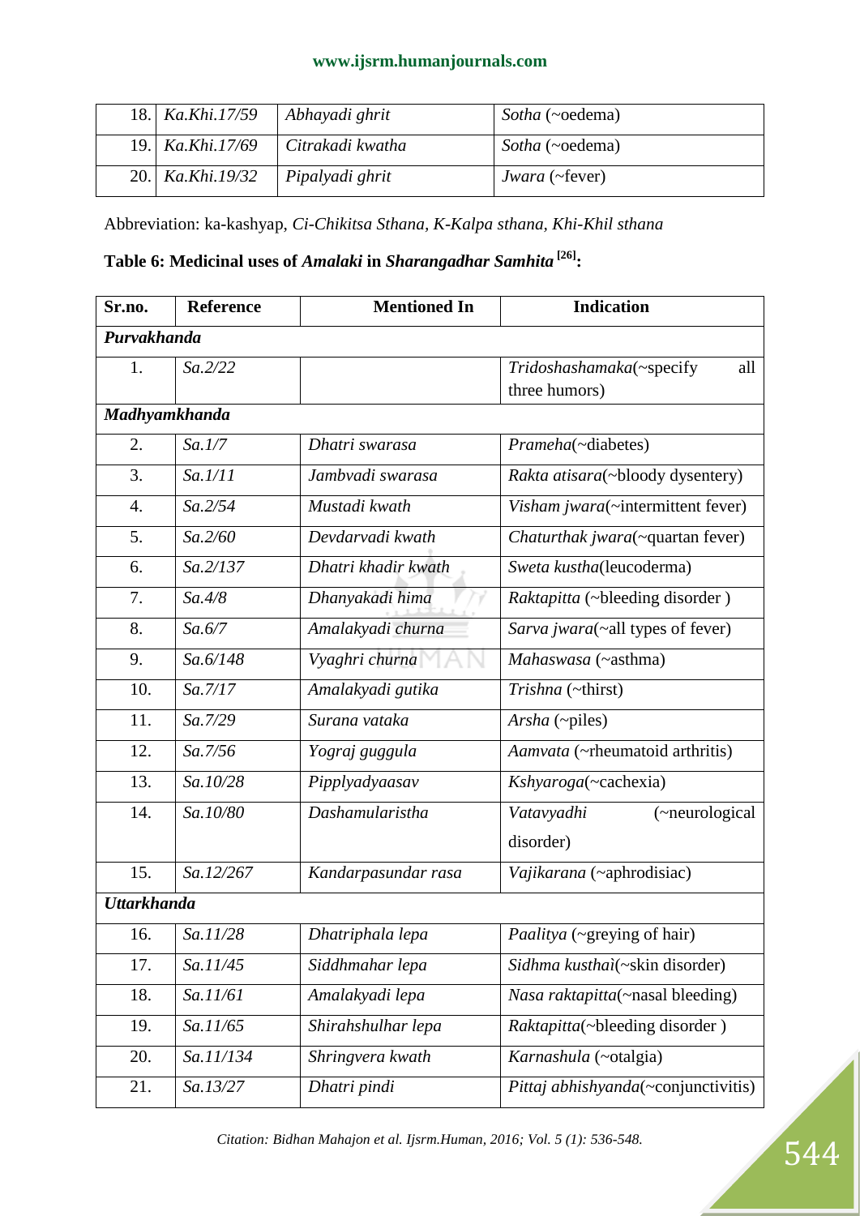| | | | |
|---|---|---|---|
| 18. | *Ka.Khi.17/59* | *Abhayadi ghrit* | *Sotha* (~oedema) |
| 19. | *Ka.Khi.17/69* | *Citrakadi kwatha* | *Sotha* (~oedema) |
| 20. | *Ka.Khi.19/32* | *Pipalyadi ghrit* | *Jwara* (~fever) |

Abbreviation: ka-kashyap, *Ci-Chikitsa Sthana, K-Kalpa sthana, Khi-Khil sthana*

**Table 6: Medicinal uses of *Amalaki* in *Sharangadhar Samhita* [26]:**

| Sr.no. | Reference | Mentioned In | Indication |
|---|---|---|---|
| ***Purvakhanda*** | | | |
| 1. | *Sa.2/22* | | *Tridoshashamaka*(~specify all three humors) |
| ***Madhyamkhanda*** | | | |
| 2. | *Sa.1/7* | *Dhatri swarasa* | *Prameha*(~diabetes) |
| 3. | *Sa.1/11* | *Jambvadi swarasa* | *Rakta atisara*(~bloody dysentery) |
| 4. | *Sa.2/54* | *Mustadi kwath* | *Visham jwara*(~intermittent fever) |
| 5. | *Sa.2/60* | *Devdarvadi kwath* | *Chaturthak jwara*(~quartan fever) |
| 6. | *Sa.2/137* | *Dhatri khadir kwath* | *Sweta kustha*(leucoderma) |
| 7. | *Sa.4/8* | *Dhanyakadi hima* | *Raktapitta* (~bleeding disorder ) |
| 8. | *Sa.6/7* | *Amalakyadi churna* | *Sarva jwara*(~all types of fever) |
| 9. | *Sa.6/148* | *Vyaghri churna* | *Mahaswasa* (~asthma) |
| 10. | *Sa.7/17* | *Amalakyadi gutika* | *Trishna* (~thirst) |
| 11. | *Sa.7/29* | *Surana vataka* | *Arsha* (~piles) |
| 12. | *Sa.7/56* | *Yograj guggula* | *Aamvata* (~rheumatoid arthritis) |
| 13. | *Sa.10/28* | *Pipplyadyaasav* | *Kshyaroga*(~cachexia) |
| 14. | *Sa.10/80* | *Dashamularistha* | *Vatavyadhi* (~neurological disorder) |
| 15. | *Sa.12/267* | *Kandarpasundar rasa* | *Vajikarana* (~aphrodisiac) |
| ***Uttarkhanda*** | | | |
| 16. | *Sa.11/28* | *Dhatriphala lepa* | *Paalitya* (~greying of hair) |
| 17. | *Sa.11/45* | *Siddhmahar lepa* | *Sidhma kusthai*(~skin disorder) |
| 18. | *Sa.11/61* | *Amalakyadi lepa* | *Nasa raktapitta*(~nasal bleeding) |
| 19. | *Sa.11/65* | *Shirahshulhar lepa* | *Raktapitta*(~bleeding disorder ) |
| 20. | *Sa.11/134* | *Shringvera kwath* | *Karnashula* (~otalgia) |
| 21. | *Sa.13/27* | *Dhatri pindi* | *Pittaj abhishyanda*(~conjunctivitis) |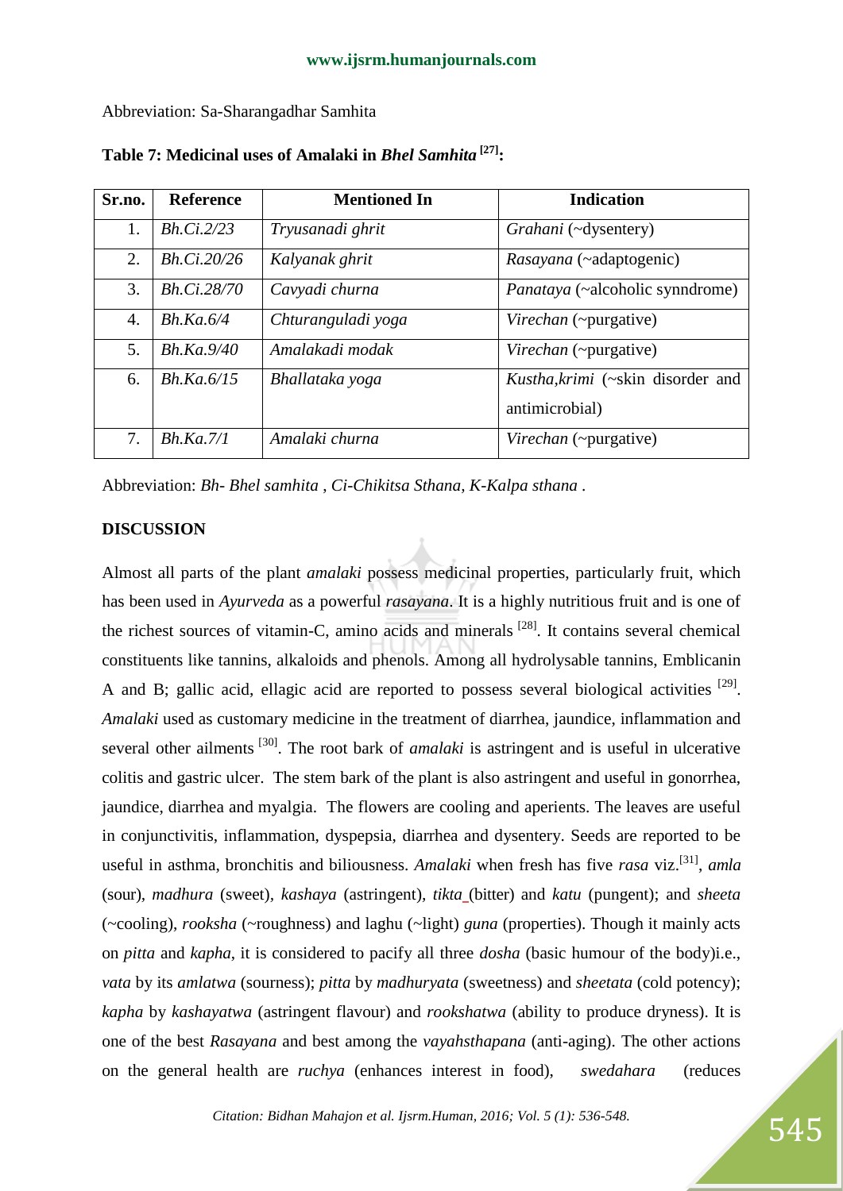Abbreviation: Sa-Sharangadhar Samhita

**Table 7: Medicinal uses of Amalaki in *Bhel Samhita* [27]:**

| Sr.no. | Reference | Mentioned In | Indication |
|---|---|---|---|
| 1. | *Bh.Ci.2/23* | *Tryusanadi ghrit* | *Grahani* (~dysentery) |
| 2. | *Bh.Ci.20/26* | *Kalyanak ghrit* | *Rasayana* (~adaptogenic) |
| 3. | *Bh.Ci.28/70* | *Cavyadi churna* | *Panataya* (~alcoholic synndrome) |
| 4. | *Bh.Ka.6/4* | *Chturanguladi yoga* | *Virechan* (~purgative) |
| 5. | *Bh.Ka.9/40* | *Amalakadi modak* | *Virechan* (~purgative) |
| 6. | *Bh.Ka.6/15* | *Bhallataka yoga* | *Kustha,krimi* (~skin disorder and antimicrobial) |
| 7. | *Bh.Ka.7/1* | *Amalaki churna* | *Virechan* (~purgative) |

Abbreviation: *Bh- Bhel samhita , Ci-Chikitsa Sthana, K-Kalpa sthana .*

## DISCUSSION

Almost all parts of the plant *amalaki* possess medicinal properties, particularly fruit, which has been used in *Ayurveda* as a powerful *rasayana*. It is a highly nutritious fruit and is one of the richest sources of vitamin-C, amino acids and minerals [28]. It contains several chemical constituents like tannins, alkaloids and phenols. Among all hydrolysable tannins, Emblicanin A and B; gallic acid, ellagic acid are reported to possess several biological activities [29]. *Amalaki* used as customary medicine in the treatment of diarrhea, jaundice, inflammation and several other ailments [30]. The root bark of *amalaki* is astringent and is useful in ulcerative colitis and gastric ulcer. The stem bark of the plant is also astringent and useful in gonorrhea, jaundice, diarrhea and myalgia. The flowers are cooling and aperients. The leaves are useful in conjunctivitis, inflammation, dyspepsia, diarrhea and dysentery. Seeds are reported to be useful in asthma, bronchitis and biliousness. *Amalaki* when fresh has five *rasa* viz.[31], *amla* (sour), *madhura* (sweet), *kashaya* (astringent), *tikta* (bitter) and *katu* (pungent); and *sheeta* (~cooling), *rooksha* (~roughness) and laghu (~light) *guna* (properties). Though it mainly acts on *pitta* and *kapha*, it is considered to pacify all three *dosha* (basic humour of the body)i.e., *vata* by its *amlatwa* (sourness); *pitta* by *madhuryata* (sweetness) and *sheetata* (cold potency); *kapha* by *kashayatwa* (astringent flavour) and *rookshatwa* (ability to produce dryness). It is one of the best *Rasayana* and best among the *vayahsthapana* (anti-aging). The other actions on the general health are *ruchya* (enhances interest in food), *swedahara* (reduces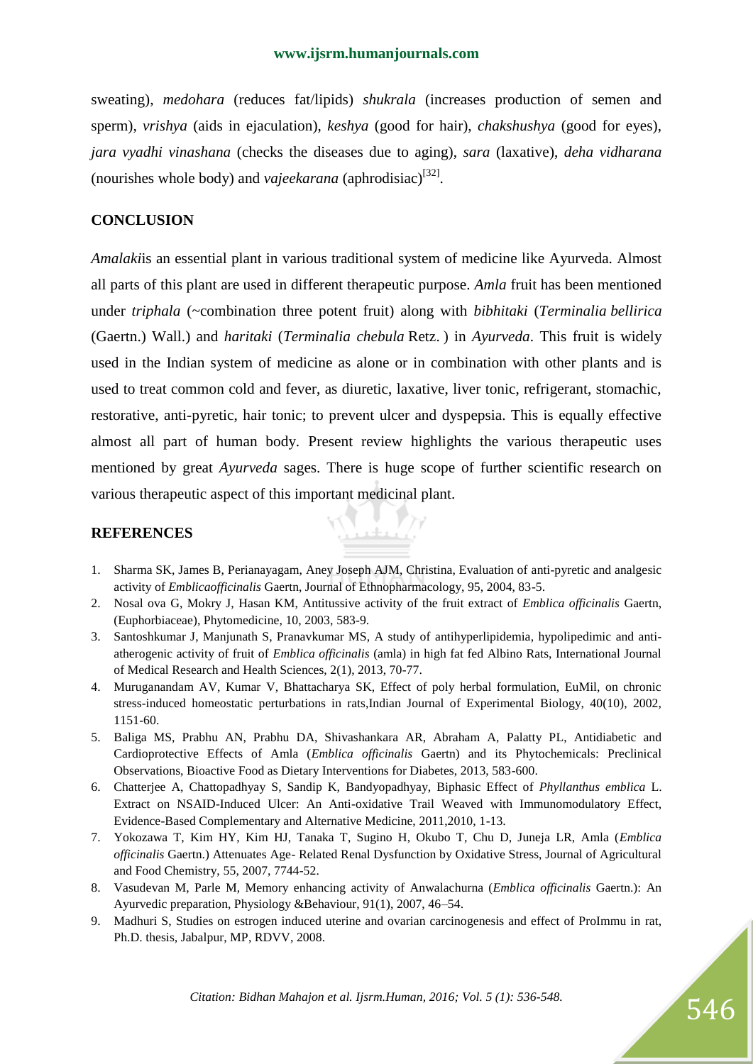sweating), *medohara* (reduces fat/lipids) *shukrala* (increases production of semen and sperm), *vrishya* (aids in ejaculation), *keshya* (good for hair), *chakshushya* (good for eyes), *jara vyadhi vinashana* (checks the diseases due to aging), *sara* (laxative), *deha vidharana* (nourishes whole body) and *vajeekarana* (aphrodisiac)[32].

## CONCLUSION

*Amalaki*is an essential plant in various traditional system of medicine like Ayurveda. Almost all parts of this plant are used in different therapeutic purpose. *Amla* fruit has been mentioned under *triphala* (~combination three potent fruit) along with *bibhitaki* (*Terminalia bellirica* (Gaertn.) Wall.) and *haritaki* (*Terminalia chebula* Retz. ) in *Ayurveda*. This fruit is widely used in the Indian system of medicine as alone or in combination with other plants and is used to treat common cold and fever, as diuretic, laxative, liver tonic, refrigerant, stomachic, restorative, anti-pyretic, hair tonic; to prevent ulcer and dyspepsia. This is equally effective almost all part of human body. Present review highlights the various therapeutic uses mentioned by great *Ayurveda* sages. There is huge scope of further scientific research on various therapeutic aspect of this important medicinal plant.

## REFERENCES

1. Sharma SK, James B, Perianayagam, Aney Joseph AJM, Christina, Evaluation of anti-pyretic and analgesic activity of *Emblicaofficinalis* Gaertn, Journal of Ethnopharmacology, 95, 2004, 83-5.
2. Nosal ova G, Mokry J, Hasan KM, Antitussive activity of the fruit extract of *Emblica officinalis* Gaertn, (Euphorbiaceae), Phytomedicine, 10, 2003, 583-9.
3. Santoshkumar J, Manjunath S, Pranavkumar MS, A study of antihyperlipidemia, hypolipedimic and anti-atherogenic activity of fruit of *Emblica officinalis* (amla) in high fat fed Albino Rats, International Journal of Medical Research and Health Sciences, 2(1), 2013, 70-77.
4. Muruganandam AV, Kumar V, Bhattacharya SK, Effect of poly herbal formulation, EuMil, on chronic stress-induced homeostatic perturbations in rats,Indian Journal of Experimental Biology, 40(10), 2002, 1151-60.
5. Baliga MS, Prabhu AN, Prabhu DA, Shivashankara AR, Abraham A, Palatty PL, Antidiabetic and Cardioprotective Effects of Amla (*Emblica officinalis* Gaertn) and its Phytochemicals: Preclinical Observations, Bioactive Food as Dietary Interventions for Diabetes, 2013, 583-600.
6. Chatterjee A, Chattopadhyay S, Sandip K, Bandyopadhyay, Biphasic Effect of *Phyllanthus emblica* L. Extract on NSAID-Induced Ulcer: An Anti-oxidative Trail Weaved with Immunomodulatory Effect, Evidence-Based Complementary and Alternative Medicine, 2011,2010, 1-13.
7. Yokozawa T, Kim HY, Kim HJ, Tanaka T, Sugino H, Okubo T, Chu D, Juneja LR, Amla (*Emblica officinalis* Gaertn.) Attenuates Age- Related Renal Dysfunction by Oxidative Stress, Journal of Agricultural and Food Chemistry, 55, 2007, 7744-52.
8. Vasudevan M, Parle M, Memory enhancing activity of Anwalachurna (*Emblica officinalis* Gaertn.): An Ayurvedic preparation, Physiology &Behaviour, 91(1), 2007, 46–54.
9. Madhuri S, Studies on estrogen induced uterine and ovarian carcinogenesis and effect of ProImmu in rat, Ph.D. thesis, Jabalpur, MP, RDVV, 2008.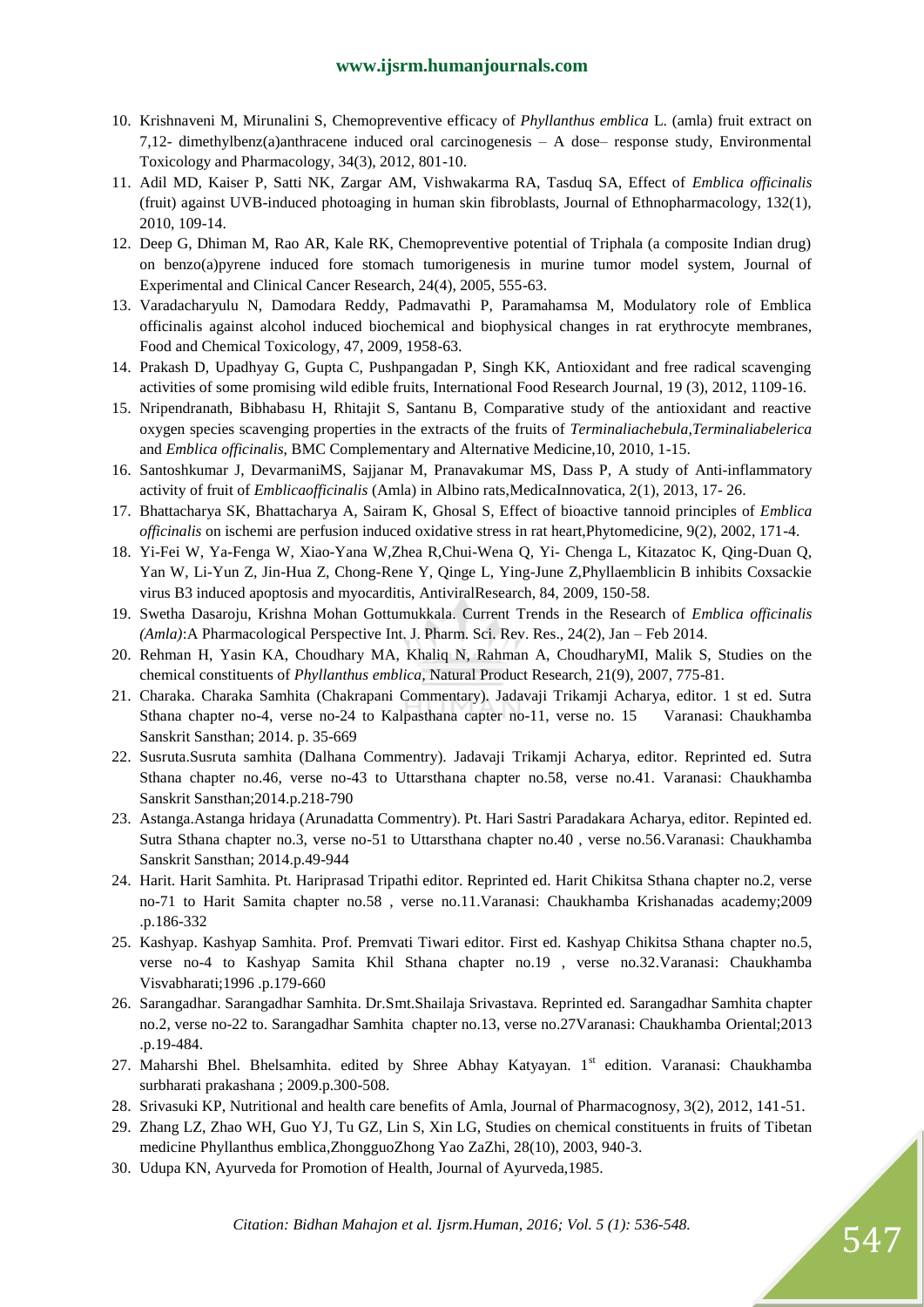10. Krishnaveni M, Mirunalini S, Chemopreventive efficacy of *Phyllanthus emblica* L. (amla) fruit extract on 7,12- dimethylbenz(a)anthracene induced oral carcinogenesis – A dose– response study, Environmental Toxicology and Pharmacology, 34(3), 2012, 801-10.
11. Adil MD, Kaiser P, Satti NK, Zargar AM, Vishwakarma RA, Tasduq SA, Effect of *Emblica officinalis* (fruit) against UVB-induced photoaging in human skin fibroblasts, Journal of Ethnopharmacology, 132(1), 2010, 109-14.
12. Deep G, Dhiman M, Rao AR, Kale RK, Chemopreventive potential of Triphala (a composite Indian drug) on benzo(a)pyrene induced fore stomach tumorigenesis in murine tumor model system, Journal of Experimental and Clinical Cancer Research, 24(4), 2005, 555-63.
13. Varadacharyulu N, Damodara Reddy, Padmavathi P, Paramahamsa M, Modulatory role of Emblica officinalis against alcohol induced biochemical and biophysical changes in rat erythrocyte membranes, Food and Chemical Toxicology, 47, 2009, 1958-63.
14. Prakash D, Upadhyay G, Gupta C, Pushpangadan P, Singh KK, Antioxidant and free radical scavenging activities of some promising wild edible fruits, International Food Research Journal, 19 (3), 2012, 1109-16.
15. Nripendranath, Bibhabasu H, Rhitajit S, Santanu B, Comparative study of the antioxidant and reactive oxygen species scavenging properties in the extracts of the fruits of *Terminaliachebula,Terminaliabelerica* and *Emblica officinalis*, BMC Complementary and Alternative Medicine,10, 2010, 1-15.
16. Santoshkumar J, DevarmaniMS, Sajjanar M, Pranavakumar MS, Dass P, A study of Anti-inflammatory activity of fruit of *Emblicaofficinalis* (Amla) in Albino rats,MedicaInnovatica, 2(1), 2013, 17- 26.
17. Bhattacharya SK, Bhattacharya A, Sairam K, Ghosal S, Effect of bioactive tannoid principles of *Emblica officinalis* on ischemi are perfusion induced oxidative stress in rat heart,Phytomedicine, 9(2), 2002, 171-4.
18. Yi-Fei W, Ya-Fenga W, Xiao-Yana W,Zhea R,Chui-Wena Q, Yi- Chenga L, Kitazatoc K, Qing-Duan Q, Yan W, Li-Yun Z, Jin-Hua Z, Chong-Rene Y, Qinge L, Ying-June Z,Phyllaemblicin B inhibits Coxsackie virus B3 induced apoptosis and myocarditis, AntiviralResearch, 84, 2009, 150-58.
19. Swetha Dasaroju, Krishna Mohan Gottumukkala. Current Trends in the Research of *Emblica officinalis (Amla)*:A Pharmacological Perspective Int. J. Pharm. Sci. Rev. Res., 24(2), Jan – Feb 2014.
20. Rehman H, Yasin KA, Choudhary MA, Khaliq N, Rahman A, ChoudharyMI, Malik S, Studies on the chemical constituents of *Phyllanthus emblica*, Natural Product Research, 21(9), 2007, 775-81.
21. Charaka. Charaka Samhita (Chakrapani Commentary). Jadavaji Trikamji Acharya, editor. 1 st ed. Sutra Sthana chapter no-4, verse no-24 to Kalpasthana capter no-11, verse no. 15 Varanasi: Chaukhamba Sanskrit Sansthan; 2014. p. 35-669
22. Susruta.Susruta samhita (Dalhana Commentry). Jadavaji Trikamji Acharya, editor. Reprinted ed. Sutra Sthana chapter no.46, verse no-43 to Uttarsthana chapter no.58, verse no.41. Varanasi: Chaukhamba Sanskrit Sansthan;2014.p.218-790
23. Astanga.Astanga hridaya (Arunadatta Commentry). Pt. Hari Sastri Paradakara Acharya, editor. Repinted ed. Sutra Sthana chapter no.3, verse no-51 to Uttarsthana chapter no.40 , verse no.56.Varanasi: Chaukhamba Sanskrit Sansthan; 2014.p.49-944
24. Harit. Harit Samhita. Pt. Hariprasad Tripathi editor. Reprinted ed. Harit Chikitsa Sthana chapter no.2, verse no-71 to Harit Samita chapter no.58 , verse no.11.Varanasi: Chaukhamba Krishanadas academy;2009 .p.186-332
25. Kashyap. Kashyap Samhita. Prof. Premvati Tiwari editor. First ed. Kashyap Chikitsa Sthana chapter no.5, verse no-4 to Kashyap Samita Khil Sthana chapter no.19 , verse no.32.Varanasi: Chaukhamba Visvabharati;1996 .p.179-660
26. Sarangadhar. Sarangadhar Samhita. Dr.Smt.Shailaja Srivastava. Reprinted ed. Sarangadhar Samhita chapter no.2, verse no-22 to. Sarangadhar Samhita chapter no.13, verse no.27Varanasi: Chaukhamba Oriental;2013 .p.19-484.
27. Maharshi Bhel. Bhelsamhita. edited by Shree Abhay Katyayan. 1st edition. Varanasi: Chaukhamba surbharati prakashana ; 2009.p.300-508.
28. Srivasuki KP, Nutritional and health care benefits of Amla, Journal of Pharmacognosy, 3(2), 2012, 141-51.
29. Zhang LZ, Zhao WH, Guo YJ, Tu GZ, Lin S, Xin LG, Studies on chemical constituents in fruits of Tibetan medicine Phyllanthus emblica,ZhongguoZhong Yao ZaZhi, 28(10), 2003, 940-3.
30. Udupa KN, Ayurveda for Promotion of Health, Journal of Ayurveda,1985.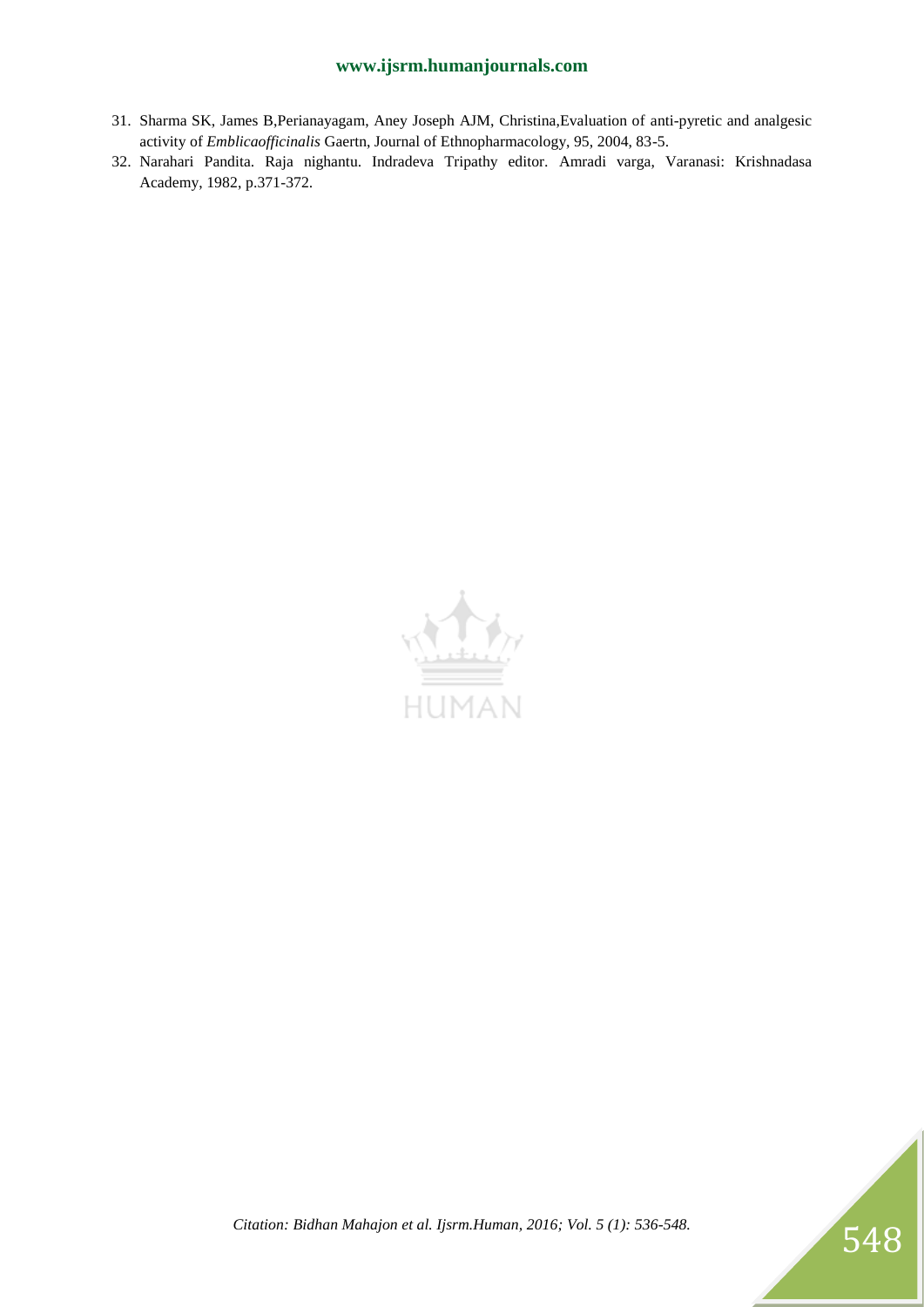31. Sharma SK, James B,Perianayagam, Aney Joseph AJM, Christina,Evaluation of anti-pyretic and analgesic activity of *Emblicaofficinalis* Gaertn, Journal of Ethnopharmacology, 95, 2004, 83-5.
32. Narahari Pandita. Raja nighantu. Indradeva Tripathy editor. Amradi varga, Varanasi: Krishnadasa Academy, 1982, p.371-372.